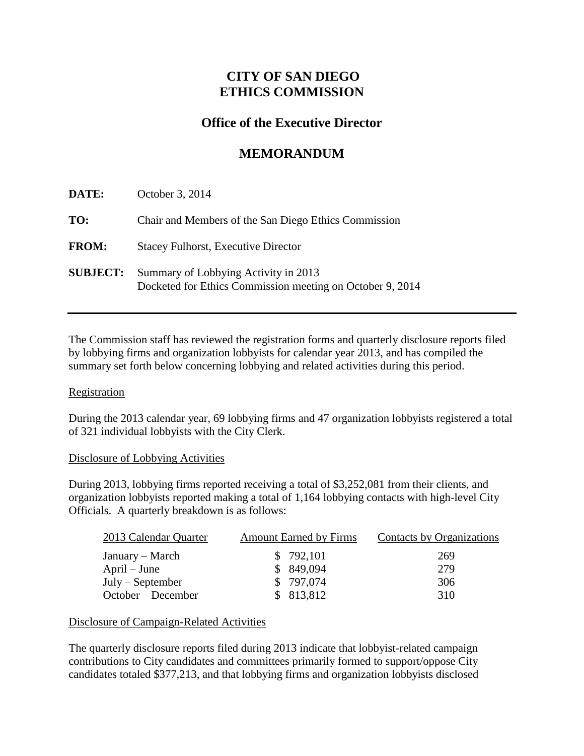# CITY OF SAN DIEGO
# ETHICS COMMISSION

## Office of the Executive Director

## MEMORANDUM

**DATE:** October 3, 2014

**TO:** Chair and Members of the San Diego Ethics Commission

**FROM:** Stacey Fulhorst, Executive Director

**SUBJECT:** Summary of Lobbying Activity in 2013
Docketed for Ethics Commission meeting on October 9, 2014

---

The Commission staff has reviewed the registration forms and quarterly disclosure reports filed by lobbying firms and organization lobbyists for calendar year 2013, and has compiled the summary set forth below concerning lobbying and related activities during this period.

Registration

During the 2013 calendar year, 69 lobbying firms and 47 organization lobbyists registered a total of 321 individual lobbyists with the City Clerk.

Disclosure of Lobbying Activities

During 2013, lobbying firms reported receiving a total of $3,252,081 from their clients, and organization lobbyists reported making a total of 1,164 lobbying contacts with high-level City Officials. A quarterly breakdown is as follows:

| 2013 Calendar Quarter | Amount Earned by Firms | Contacts by Organizations |
|---|---|---|
| January – March | $ 792,101 | 269 |
| April – June | $ 849,094 | 279 |
| July – September | $ 797,074 | 306 |
| October – December | $ 813,812 | 310 |

Disclosure of Campaign-Related Activities

The quarterly disclosure reports filed during 2013 indicate that lobbyist-related campaign contributions to City candidates and committees primarily formed to support/oppose City candidates totaled $377,213, and that lobbying firms and organization lobbyists disclosed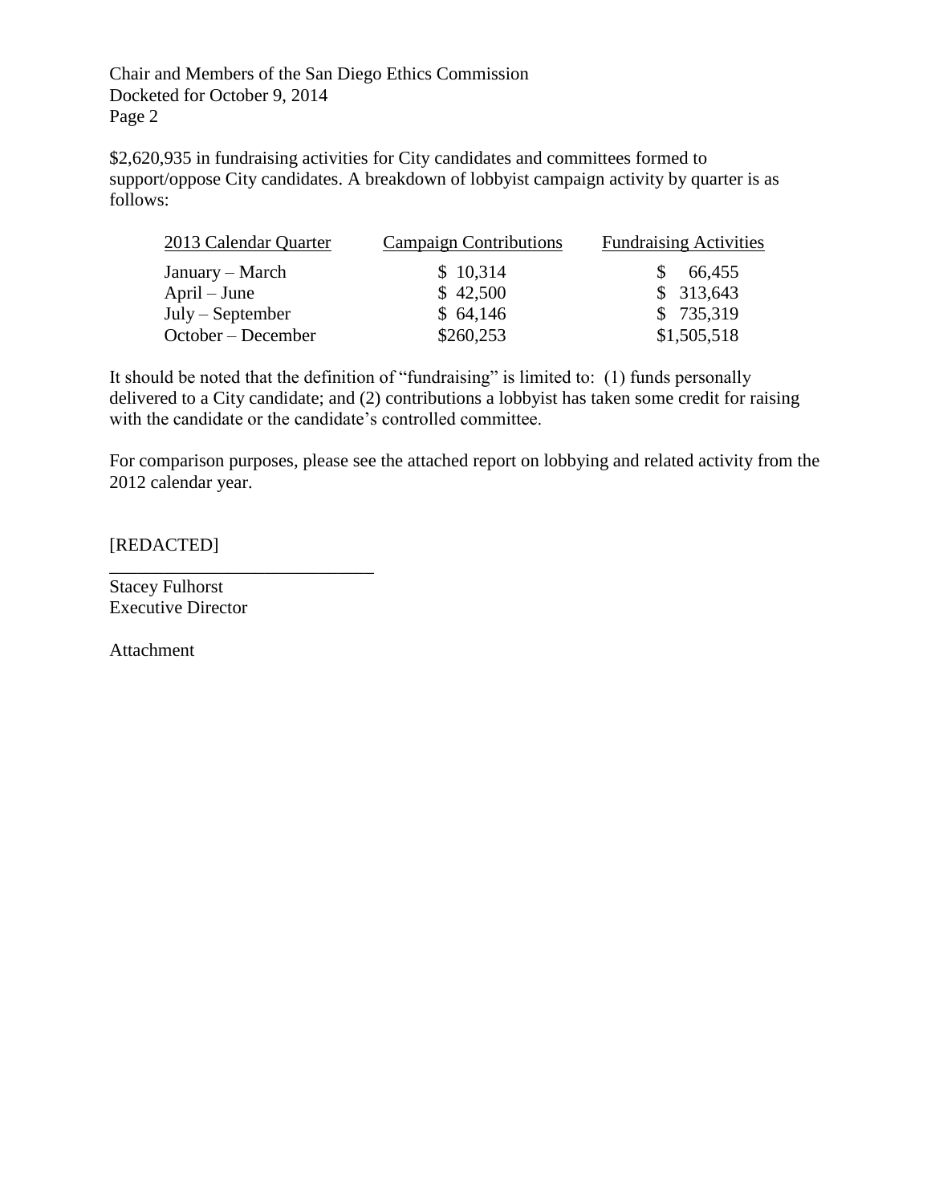$2,620,935 in fundraising activities for City candidates and committees formed to support/oppose City candidates. A breakdown of lobbyist campaign activity by quarter is as follows:

| 2013 Calendar Quarter | Campaign Contributions | Fundraising Activities |
|---|---|---|
| January – March | $ 10,314 | $ 66,455 |
| April – June | $ 42,500 | $ 313,643 |
| July – September | $ 64,146 | $ 735,319 |
| October – December | $260,253 | $1,505,518 |

It should be noted that the definition of "fundraising" is limited to: (1) funds personally delivered to a City candidate; and (2) contributions a lobbyist has taken some credit for raising with the candidate or the candidate's controlled committee.

For comparison purposes, please see the attached report on lobbying and related activity from the 2012 calendar year.

[REDACTED]

Stacey Fulhorst
Executive Director

Attachment